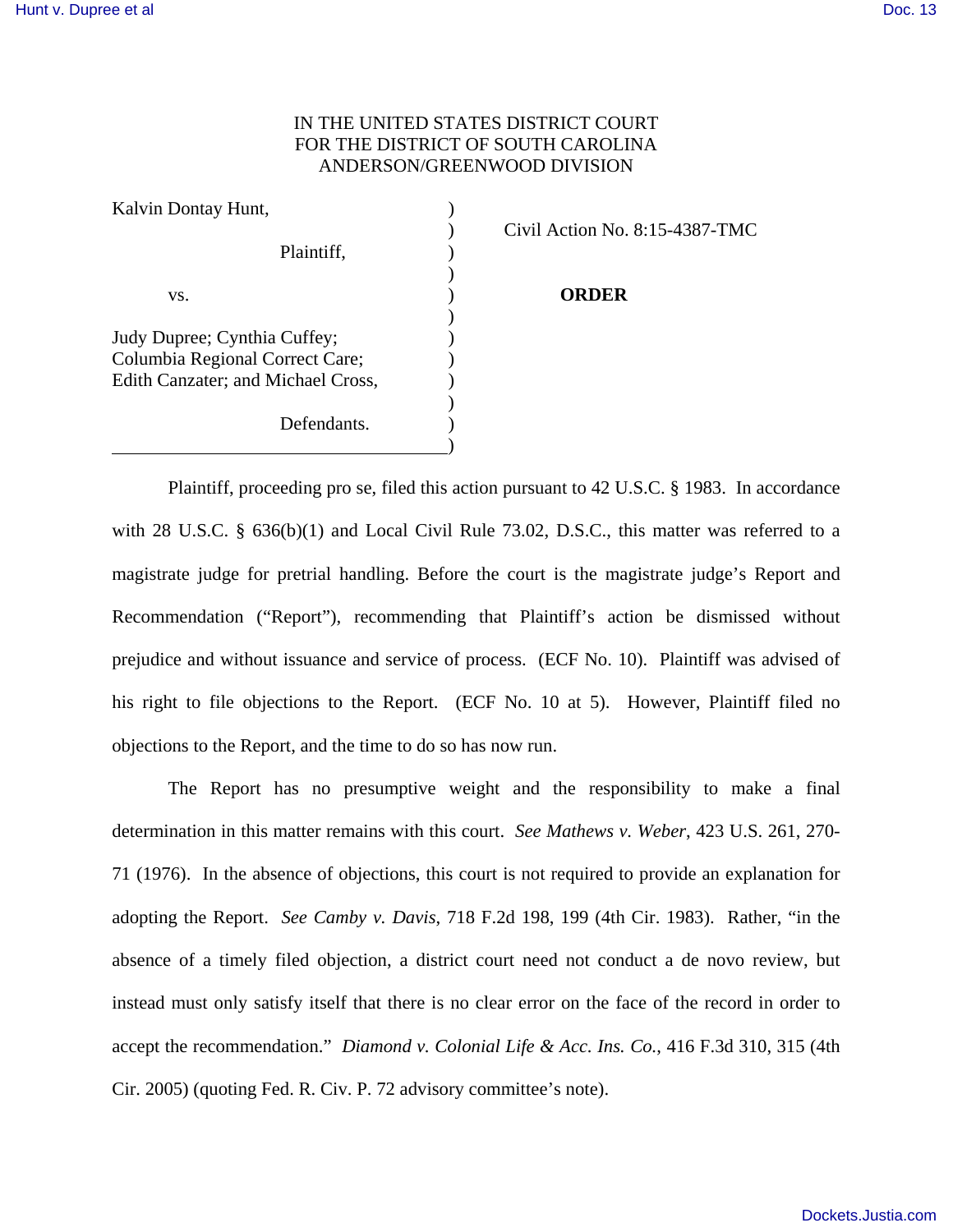IN THE UNITED STATES DISTRICT COURT
FOR THE DISTRICT OF SOUTH CAROLINA
ANDERSON/GREENWOOD DIVISION

| | |
|---|---|
| Kalvin Dontay Hunt,<br><br>Plaintiff,<br><br>vs.<br><br>Judy Dupree; Cynthia Cuffey; Columbia Regional Correct Care; Edith Canzater; and Michael Cross,<br><br>Defendants. | Civil Action No. 8:15-4387-TMC<br><br>**ORDER** |

Plaintiff, proceeding pro se, filed this action pursuant to 42 U.S.C. § 1983. In accordance with 28 U.S.C. § 636(b)(1) and Local Civil Rule 73.02, D.S.C., this matter was referred to a magistrate judge for pretrial handling. Before the court is the magistrate judge's Report and Recommendation ("Report"), recommending that Plaintiff's action be dismissed without prejudice and without issuance and service of process. (ECF No. 10). Plaintiff was advised of his right to file objections to the Report. (ECF No. 10 at 5). However, Plaintiff filed no objections to the Report, and the time to do so has now run.

The Report has no presumptive weight and the responsibility to make a final determination in this matter remains with this court. *See Mathews v. Weber*, 423 U.S. 261, 270-71 (1976). In the absence of objections, this court is not required to provide an explanation for adopting the Report. *See Camby v. Davis*, 718 F.2d 198, 199 (4th Cir. 1983). Rather, "in the absence of a timely filed objection, a district court need not conduct a de novo review, but instead must only satisfy itself that there is no clear error on the face of the record in order to accept the recommendation." *Diamond v. Colonial Life & Acc. Ins. Co.*, 416 F.3d 310, 315 (4th Cir. 2005) (quoting Fed. R. Civ. P. 72 advisory committee's note).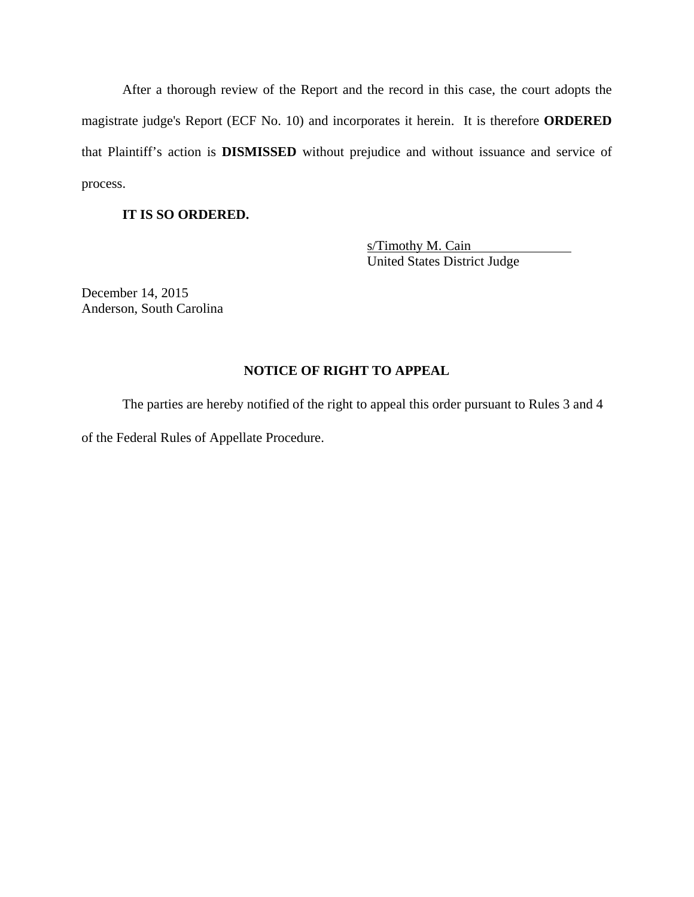After a thorough review of the Report and the record in this case, the court adopts the magistrate judge's Report (ECF No. 10) and incorporates it herein. It is therefore **ORDERED** that Plaintiff's action is **DISMISSED** without prejudice and without issuance and service of process.

**IT IS SO ORDERED.**

s/Timothy M. Cain
United States District Judge

December 14, 2015
Anderson, South Carolina

**NOTICE OF RIGHT TO APPEAL**

The parties are hereby notified of the right to appeal this order pursuant to Rules 3 and 4 of the Federal Rules of Appellate Procedure.